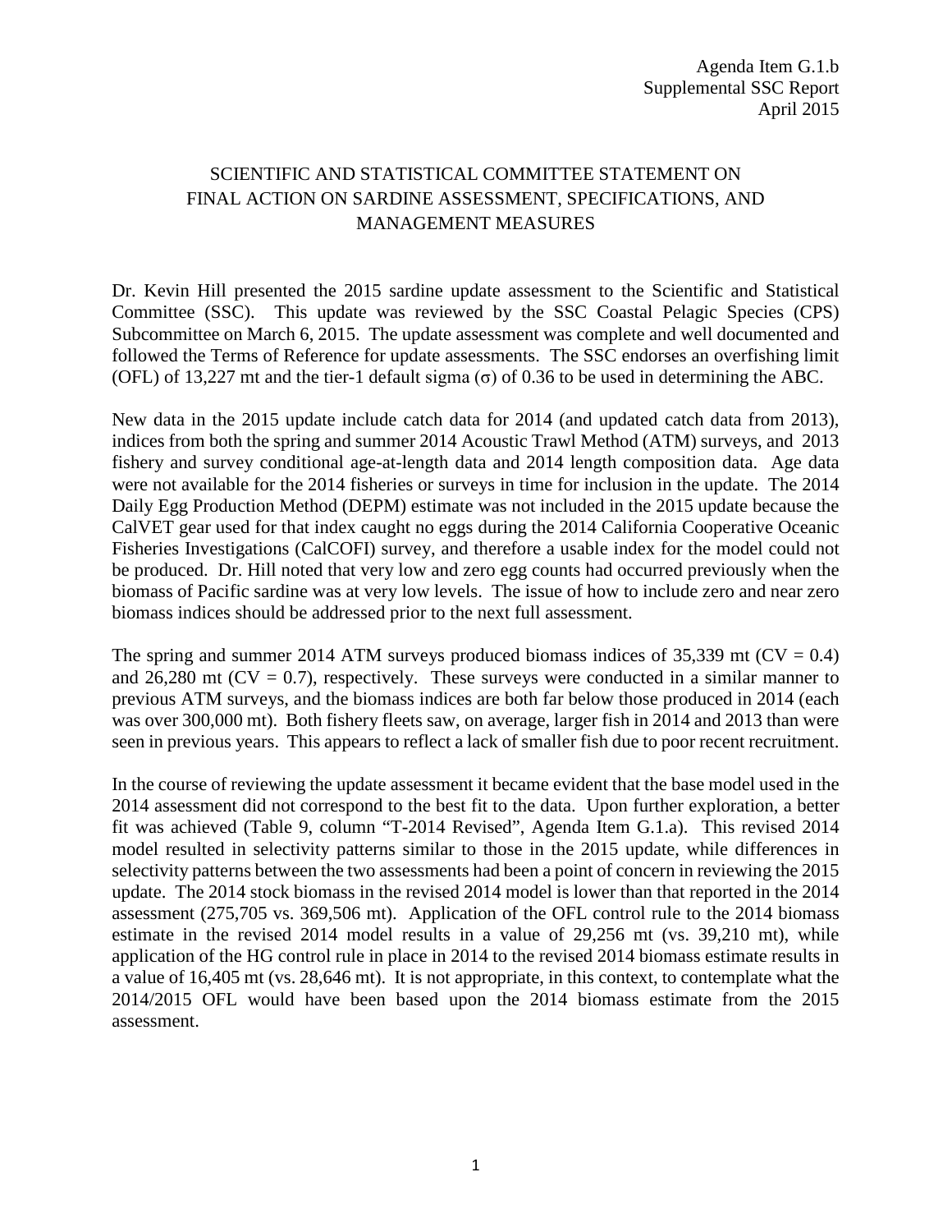Agenda Item G.1.b
Supplemental SSC Report
April 2015

# SCIENTIFIC AND STATISTICAL COMMITTEE STATEMENT ON FINAL ACTION ON SARDINE ASSESSMENT, SPECIFICATIONS, AND MANAGEMENT MEASURES

Dr. Kevin Hill presented the 2015 sardine update assessment to the Scientific and Statistical Committee (SSC). This update was reviewed by the SSC Coastal Pelagic Species (CPS) Subcommittee on March 6, 2015. The update assessment was complete and well documented and followed the Terms of Reference for update assessments. The SSC endorses an overfishing limit (OFL) of 13,227 mt and the tier-1 default sigma ($\sigma$) of 0.36 to be used in determining the ABC.

New data in the 2015 update include catch data for 2014 (and updated catch data from 2013), indices from both the spring and summer 2014 Acoustic Trawl Method (ATM) surveys, and 2013 fishery and survey conditional age-at-length data and 2014 length composition data. Age data were not available for the 2014 fisheries or surveys in time for inclusion in the update. The 2014 Daily Egg Production Method (DEPM) estimate was not included in the 2015 update because the CalVET gear used for that index caught no eggs during the 2014 California Cooperative Oceanic Fisheries Investigations (CalCOFI) survey, and therefore a usable index for the model could not be produced. Dr. Hill noted that very low and zero egg counts had occurred previously when the biomass of Pacific sardine was at very low levels. The issue of how to include zero and near zero biomass indices should be addressed prior to the next full assessment.

The spring and summer 2014 ATM surveys produced biomass indices of 35,339 mt (CV = 0.4) and 26,280 mt (CV = 0.7), respectively. These surveys were conducted in a similar manner to previous ATM surveys, and the biomass indices are both far below those produced in 2014 (each was over 300,000 mt). Both fishery fleets saw, on average, larger fish in 2014 and 2013 than were seen in previous years. This appears to reflect a lack of smaller fish due to poor recent recruitment.

In the course of reviewing the update assessment it became evident that the base model used in the 2014 assessment did not correspond to the best fit to the data. Upon further exploration, a better fit was achieved (Table 9, column "T-2014 Revised", Agenda Item G.1.a). This revised 2014 model resulted in selectivity patterns similar to those in the 2015 update, while differences in selectivity patterns between the two assessments had been a point of concern in reviewing the 2015 update. The 2014 stock biomass in the revised 2014 model is lower than that reported in the 2014 assessment (275,705 vs. 369,506 mt). Application of the OFL control rule to the 2014 biomass estimate in the revised 2014 model results in a value of 29,256 mt (vs. 39,210 mt), while application of the HG control rule in place in 2014 to the revised 2014 biomass estimate results in a value of 16,405 mt (vs. 28,646 mt). It is not appropriate, in this context, to contemplate what the 2014/2015 OFL would have been based upon the 2014 biomass estimate from the 2015 assessment.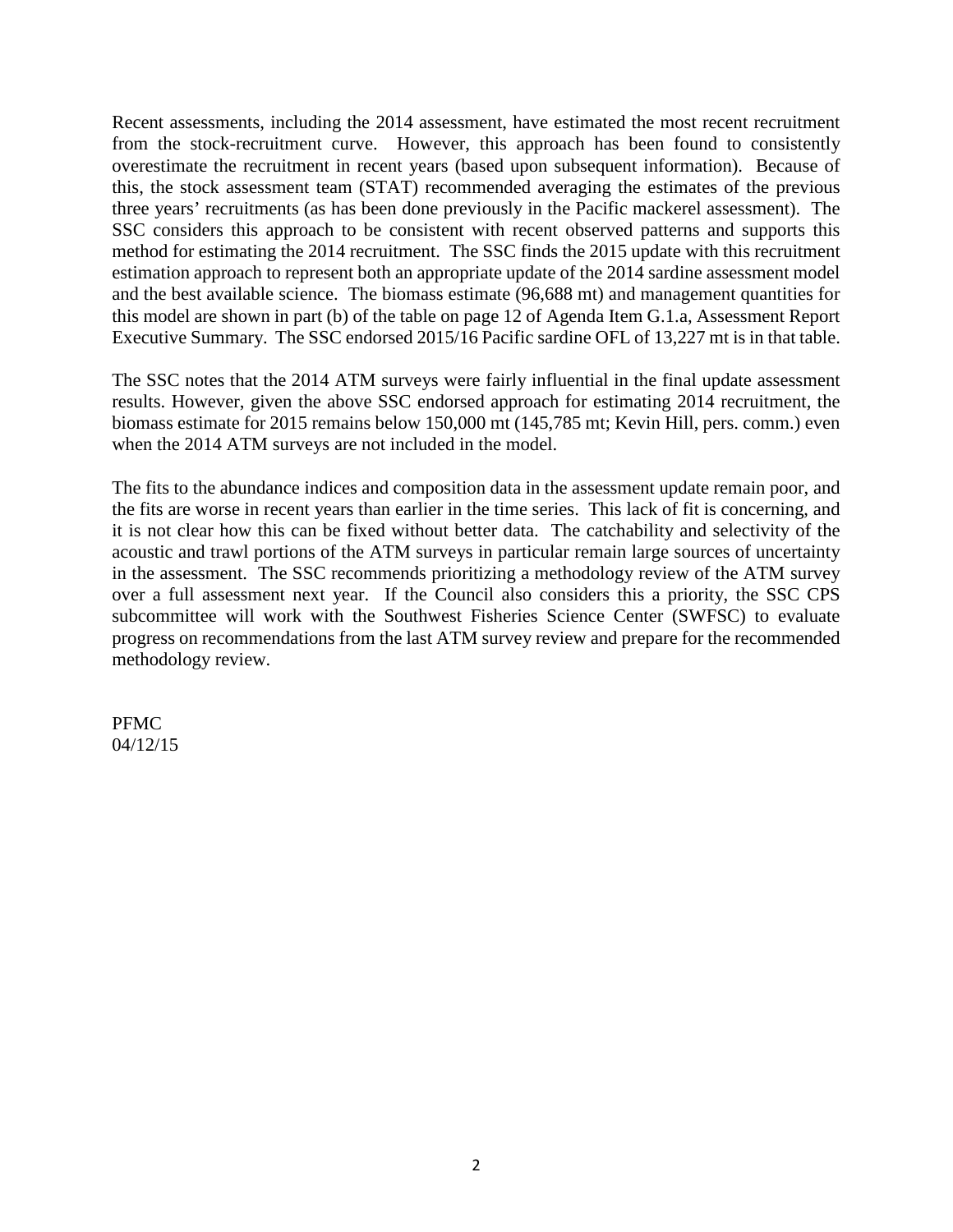Recent assessments, including the 2014 assessment, have estimated the most recent recruitment from the stock-recruitment curve. However, this approach has been found to consistently overestimate the recruitment in recent years (based upon subsequent information). Because of this, the stock assessment team (STAT) recommended averaging the estimates of the previous three years' recruitments (as has been done previously in the Pacific mackerel assessment). The SSC considers this approach to be consistent with recent observed patterns and supports this method for estimating the 2014 recruitment. The SSC finds the 2015 update with this recruitment estimation approach to represent both an appropriate update of the 2014 sardine assessment model and the best available science. The biomass estimate (96,688 mt) and management quantities for this model are shown in part (b) of the table on page 12 of Agenda Item G.1.a, Assessment Report Executive Summary. The SSC endorsed 2015/16 Pacific sardine OFL of 13,227 mt is in that table.

The SSC notes that the 2014 ATM surveys were fairly influential in the final update assessment results. However, given the above SSC endorsed approach for estimating 2014 recruitment, the biomass estimate for 2015 remains below 150,000 mt (145,785 mt; Kevin Hill, pers. comm.) even when the 2014 ATM surveys are not included in the model.

The fits to the abundance indices and composition data in the assessment update remain poor, and the fits are worse in recent years than earlier in the time series. This lack of fit is concerning, and it is not clear how this can be fixed without better data. The catchability and selectivity of the acoustic and trawl portions of the ATM surveys in particular remain large sources of uncertainty in the assessment. The SSC recommends prioritizing a methodology review of the ATM survey over a full assessment next year. If the Council also considers this a priority, the SSC CPS subcommittee will work with the Southwest Fisheries Science Center (SWFSC) to evaluate progress on recommendations from the last ATM survey review and prepare for the recommended methodology review.

PFMC
04/12/15